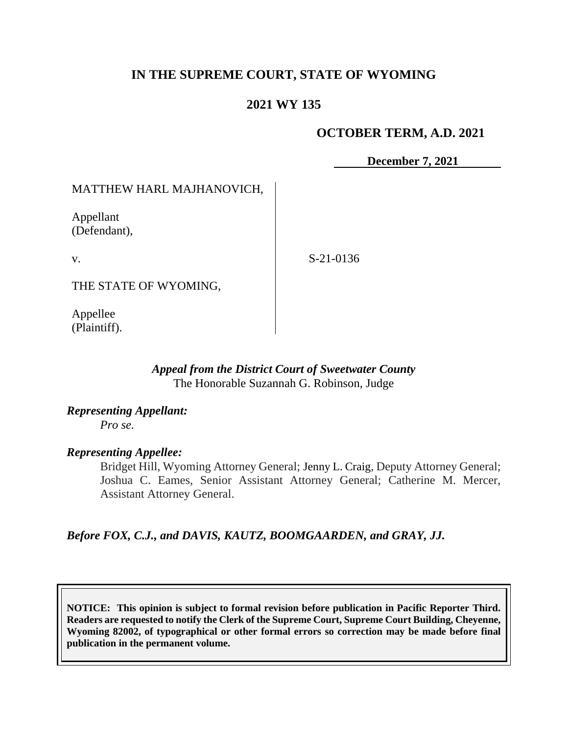# IN THE SUPREME COURT, STATE OF WYOMING

## 2021 WY 135

**OCTOBER TERM, A.D. 2021**

**December 7, 2021**

| | |
|---|---|
| MATTHEW HARL MAJHANOVICH,<br><br>Appellant<br>(Defendant),<br><br>v.<br><br>THE STATE OF WYOMING,<br><br>Appellee<br>(Plaintiff). | S-21-0136 |

***Appeal from the District Court of Sweetwater County***
The Honorable Suzannah G. Robinson, Judge

***Representing Appellant:***

*Pro se.*

***Representing Appellee:***

Bridget Hill, Wyoming Attorney General; Jenny L. Craig, Deputy Attorney General; Joshua C. Eames, Senior Assistant Attorney General; Catherine M. Mercer, Assistant Attorney General.

***Before FOX, C.J., and DAVIS, KAUTZ, BOOMGAARDEN, and GRAY, JJ.***

**NOTICE: This opinion is subject to formal revision before publication in Pacific Reporter Third. Readers are requested to notify the Clerk of the Supreme Court, Supreme Court Building, Cheyenne, Wyoming 82002, of typographical or other formal errors so correction may be made before final publication in the permanent volume.**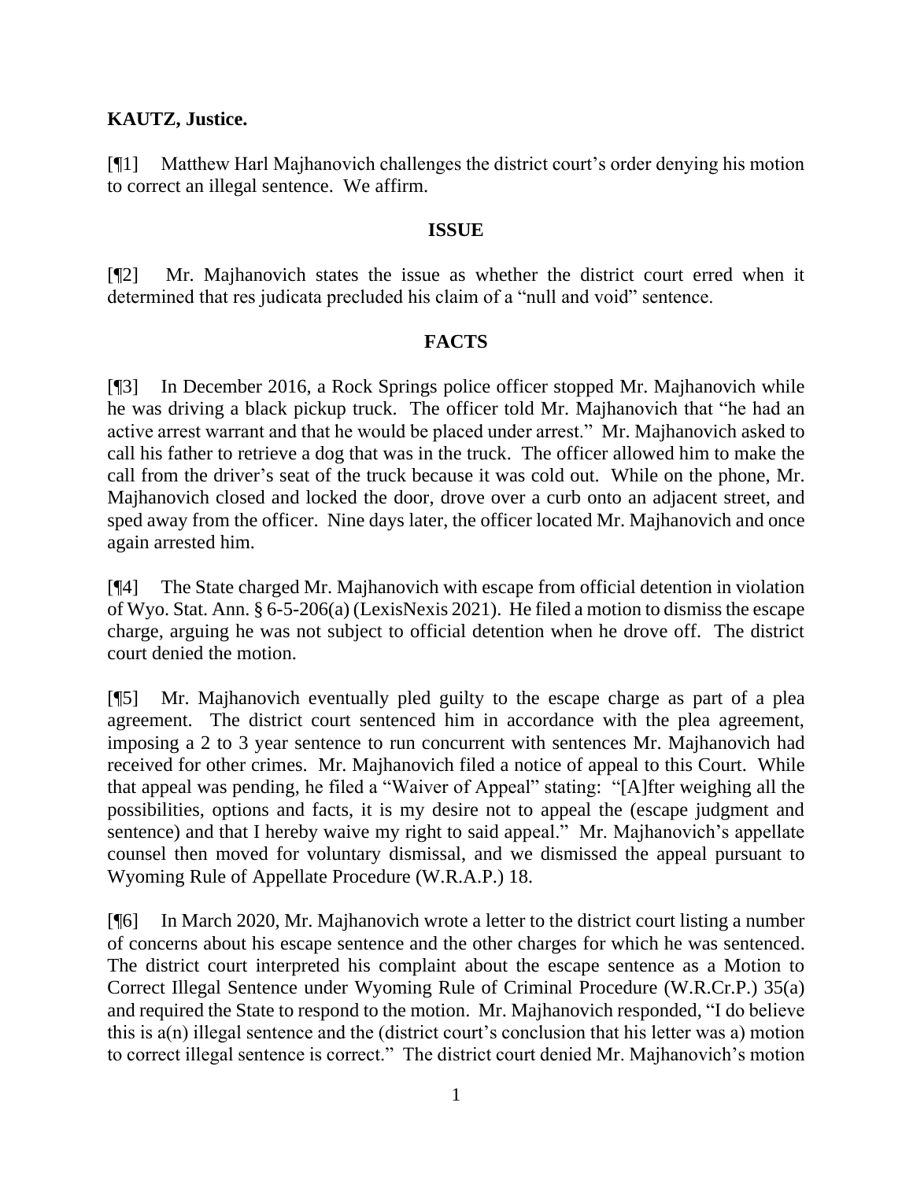**KAUTZ, Justice.**

[¶1] Matthew Harl Majhanovich challenges the district court's order denying his motion to correct an illegal sentence. We affirm.

## ISSUE

[¶2] Mr. Majhanovich states the issue as whether the district court erred when it determined that res judicata precluded his claim of a "null and void" sentence.

## FACTS

[¶3] In December 2016, a Rock Springs police officer stopped Mr. Majhanovich while he was driving a black pickup truck. The officer told Mr. Majhanovich that "he had an active arrest warrant and that he would be placed under arrest." Mr. Majhanovich asked to call his father to retrieve a dog that was in the truck. The officer allowed him to make the call from the driver's seat of the truck because it was cold out. While on the phone, Mr. Majhanovich closed and locked the door, drove over a curb onto an adjacent street, and sped away from the officer. Nine days later, the officer located Mr. Majhanovich and once again arrested him.

[¶4] The State charged Mr. Majhanovich with escape from official detention in violation of Wyo. Stat. Ann. § 6-5-206(a) (LexisNexis 2021). He filed a motion to dismiss the escape charge, arguing he was not subject to official detention when he drove off. The district court denied the motion.

[¶5] Mr. Majhanovich eventually pled guilty to the escape charge as part of a plea agreement. The district court sentenced him in accordance with the plea agreement, imposing a 2 to 3 year sentence to run concurrent with sentences Mr. Majhanovich had received for other crimes. Mr. Majhanovich filed a notice of appeal to this Court. While that appeal was pending, he filed a "Waiver of Appeal" stating: "[A]fter weighing all the possibilities, options and facts, it is my desire not to appeal the (escape judgment and sentence) and that I hereby waive my right to said appeal." Mr. Majhanovich's appellate counsel then moved for voluntary dismissal, and we dismissed the appeal pursuant to Wyoming Rule of Appellate Procedure (W.R.A.P.) 18.

[¶6] In March 2020, Mr. Majhanovich wrote a letter to the district court listing a number of concerns about his escape sentence and the other charges for which he was sentenced. The district court interpreted his complaint about the escape sentence as a Motion to Correct Illegal Sentence under Wyoming Rule of Criminal Procedure (W.R.Cr.P.) 35(a) and required the State to respond to the motion. Mr. Majhanovich responded, "I do believe this is a(n) illegal sentence and the (district court's conclusion that his letter was a) motion to correct illegal sentence is correct." The district court denied Mr. Majhanovich's motion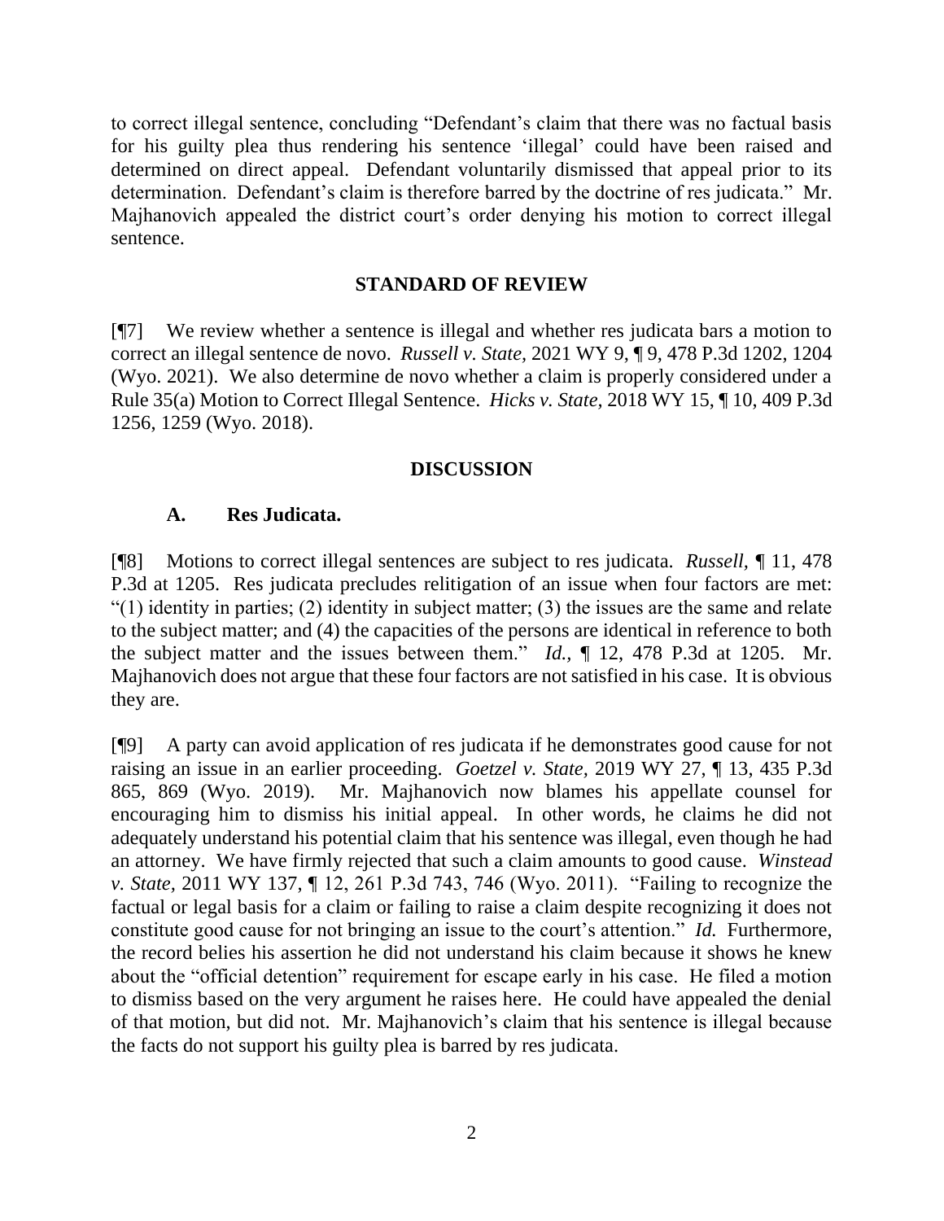to correct illegal sentence, concluding "Defendant's claim that there was no factual basis for his guilty plea thus rendering his sentence 'illegal' could have been raised and determined on direct appeal. Defendant voluntarily dismissed that appeal prior to its determination. Defendant's claim is therefore barred by the doctrine of res judicata." Mr. Majhanovich appealed the district court's order denying his motion to correct illegal sentence.

## STANDARD OF REVIEW

[¶7] We review whether a sentence is illegal and whether res judicata bars a motion to correct an illegal sentence de novo. *Russell v. State,* 2021 WY 9, ¶ 9, 478 P.3d 1202, 1204 (Wyo. 2021). We also determine de novo whether a claim is properly considered under a Rule 35(a) Motion to Correct Illegal Sentence. *Hicks v. State,* 2018 WY 15, ¶ 10, 409 P.3d 1256, 1259 (Wyo. 2018).

## DISCUSSION

### A. Res Judicata.

[¶8] Motions to correct illegal sentences are subject to res judicata. *Russell,* ¶ 11, 478 P.3d at 1205. Res judicata precludes relitigation of an issue when four factors are met: "(1) identity in parties; (2) identity in subject matter; (3) the issues are the same and relate to the subject matter; and (4) the capacities of the persons are identical in reference to both the subject matter and the issues between them." *Id.,* ¶ 12, 478 P.3d at 1205. Mr. Majhanovich does not argue that these four factors are not satisfied in his case. It is obvious they are.

[¶9] A party can avoid application of res judicata if he demonstrates good cause for not raising an issue in an earlier proceeding. *Goetzel v. State,* 2019 WY 27, ¶ 13, 435 P.3d 865, 869 (Wyo. 2019). Mr. Majhanovich now blames his appellate counsel for encouraging him to dismiss his initial appeal. In other words, he claims he did not adequately understand his potential claim that his sentence was illegal, even though he had an attorney. We have firmly rejected that such a claim amounts to good cause. *Winstead v. State,* 2011 WY 137, ¶ 12, 261 P.3d 743, 746 (Wyo. 2011). "Failing to recognize the factual or legal basis for a claim or failing to raise a claim despite recognizing it does not constitute good cause for not bringing an issue to the court's attention." *Id.* Furthermore, the record belies his assertion he did not understand his claim because it shows he knew about the "official detention" requirement for escape early in his case. He filed a motion to dismiss based on the very argument he raises here. He could have appealed the denial of that motion, but did not. Mr. Majhanovich's claim that his sentence is illegal because the facts do not support his guilty plea is barred by res judicata.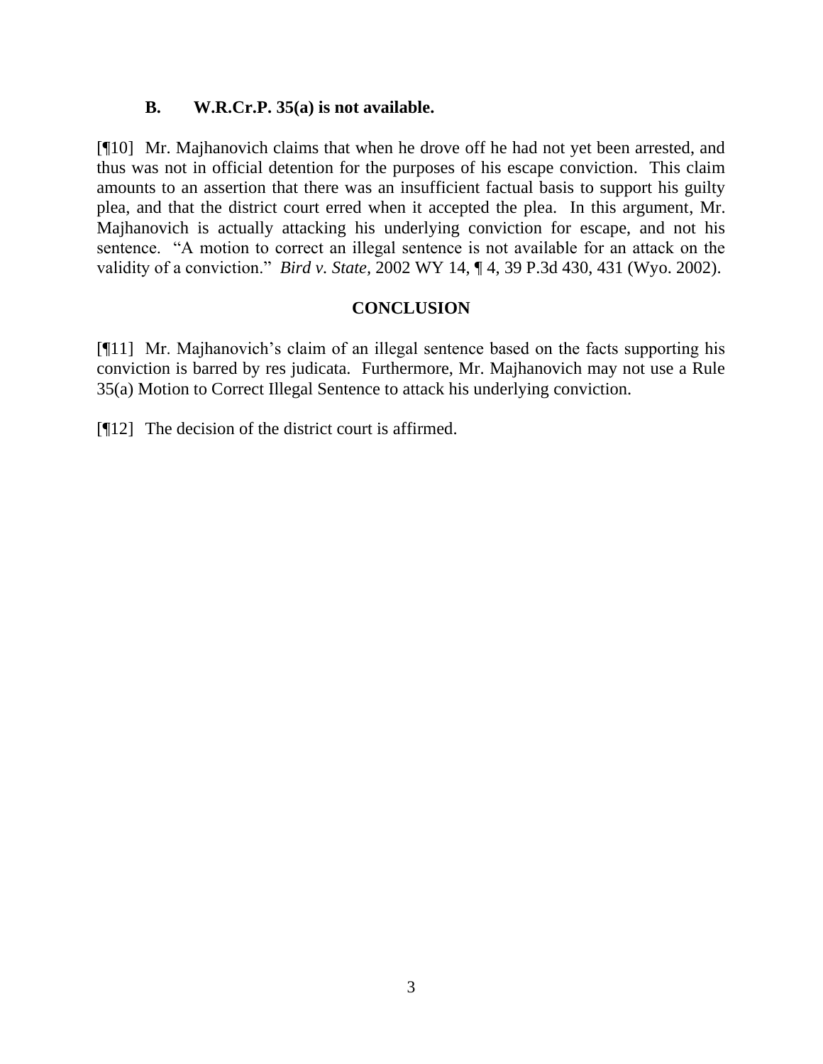### B. W.R.Cr.P. 35(a) is not available.

[¶10] Mr. Majhanovich claims that when he drove off he had not yet been arrested, and thus was not in official detention for the purposes of his escape conviction. This claim amounts to an assertion that there was an insufficient factual basis to support his guilty plea, and that the district court erred when it accepted the plea. In this argument, Mr. Majhanovich is actually attacking his underlying conviction for escape, and not his sentence. "A motion to correct an illegal sentence is not available for an attack on the validity of a conviction." *Bird v. State*, 2002 WY 14, ¶ 4, 39 P.3d 430, 431 (Wyo. 2002).

## CONCLUSION

[¶11] Mr. Majhanovich's claim of an illegal sentence based on the facts supporting his conviction is barred by res judicata. Furthermore, Mr. Majhanovich may not use a Rule 35(a) Motion to Correct Illegal Sentence to attack his underlying conviction.

[¶12] The decision of the district court is affirmed.